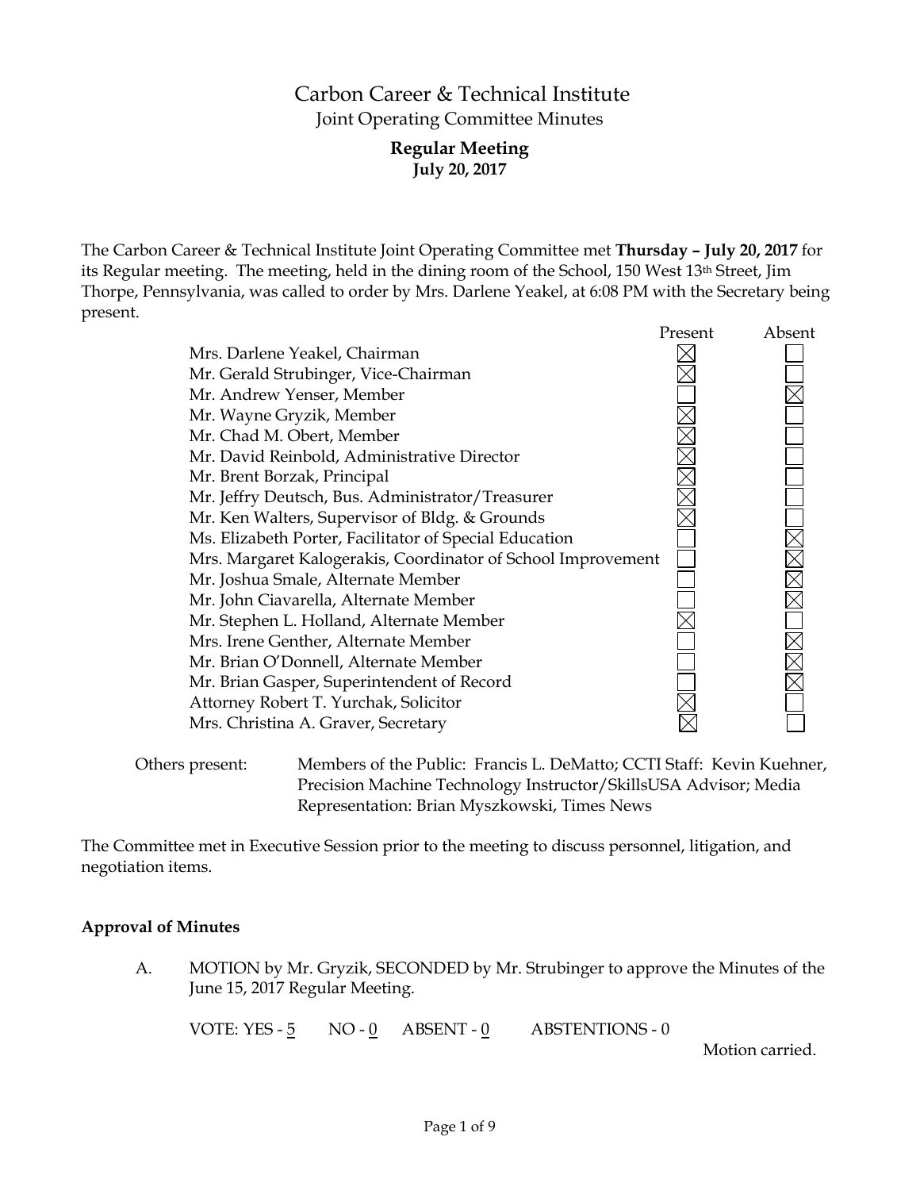# Carbon Career & Technical Institute

## Joint Operating Committee Minutes

### Regular Meeting
### July 20, 2017

The Carbon Career & Technical Institute Joint Operating Committee met **Thursday – July 20, 2017** for its Regular meeting. The meeting, held in the dining room of the School, 150 West 13th Street, Jim Thorpe, Pennsylvania, was called to order by Mrs. Darlene Yeakel, at 6:08 PM with the Secretary being present.

| | Present | Absent |
|---|---|---|
| Mrs. Darlene Yeakel, Chairman | ☒ | ☐ |
| Mr. Gerald Strubinger, Vice-Chairman | ☒ | ☐ |
| Mr. Andrew Yenser, Member | ☐ | ☒ |
| Mr. Wayne Gryzik, Member | ☒ | ☐ |
| Mr. Chad M. Obert, Member | ☒ | ☐ |
| Mr. David Reinbold, Administrative Director | ☒ | ☐ |
| Mr. Brent Borzak, Principal | ☒ | ☐ |
| Mr. Jeffry Deutsch, Bus. Administrator/Treasurer | ☒ | ☐ |
| Mr. Ken Walters, Supervisor of Bldg. & Grounds | ☒ | ☐ |
| Ms. Elizabeth Porter, Facilitator of Special Education | ☐ | ☒ |
| Mrs. Margaret Kalogerakis, Coordinator of School Improvement | ☐ | ☒ |
| Mr. Joshua Smale, Alternate Member | ☐ | ☒ |
| Mr. John Ciavarella, Alternate Member | ☐ | ☒ |
| Mr. Stephen L. Holland, Alternate Member | ☒ | ☐ |
| Mrs. Irene Genther, Alternate Member | ☐ | ☒ |
| Mr. Brian O'Donnell, Alternate Member | ☐ | ☒ |
| Mr. Brian Gasper, Superintendent of Record | ☐ | ☒ |
| Attorney Robert T. Yurchak, Solicitor | ☒ | ☐ |
| Mrs. Christina A. Graver, Secretary | ☒ | ☐ |

Others present: Members of the Public: Francis L. DeMatto; CCTI Staff: Kevin Kuehner, Precision Machine Technology Instructor/SkillsUSA Advisor; Media Representation: Brian Myszkowski, Times News

The Committee met in Executive Session prior to the meeting to discuss personnel, litigation, and negotiation items.

**Approval of Minutes**

A. MOTION by Mr. Gryzik, SECONDED by Mr. Strubinger to approve the Minutes of the June 15, 2017 Regular Meeting.

VOTE: YES - 5 NO - 0 ABSENT - 0 ABSTENTIONS - 0

Motion carried.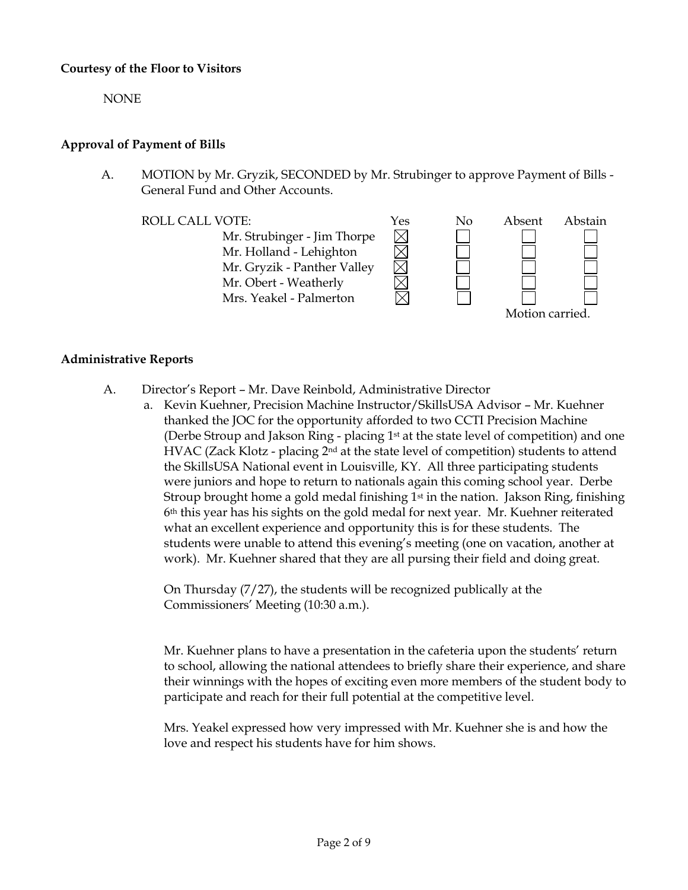**Courtesy of the Floor to Visitors**

NONE

**Approval of Payment of Bills**

A. MOTION by Mr. Gryzik, SECONDED by Mr. Strubinger to approve Payment of Bills - General Fund and Other Accounts.

| ROLL CALL VOTE: | Yes | No | Absent | Abstain |
|---|---|---|---|---|
| Mr. Strubinger - Jim Thorpe | ☒ | ☐ | ☐ | ☐ |
| Mr. Holland - Lehighton | ☒ | ☐ | ☐ | ☐ |
| Mr. Gryzik - Panther Valley | ☒ | ☐ | ☐ | ☐ |
| Mr. Obert - Weatherly | ☒ | ☐ | ☐ | ☐ |
| Mrs. Yeakel - Palmerton | ☒ | ☐ | ☐ | ☐ |

Motion carried.

**Administrative Reports**

A. Director's Report – Mr. Dave Reinbold, Administrative Director

a. Kevin Kuehner, Precision Machine Instructor/SkillsUSA Advisor – Mr. Kuehner thanked the JOC for the opportunity afforded to two CCTI Precision Machine (Derbe Stroup and Jakson Ring - placing 1st at the state level of competition) and one HVAC (Zack Klotz - placing 2nd at the state level of competition) students to attend the SkillsUSA National event in Louisville, KY. All three participating students were juniors and hope to return to nationals again this coming school year. Derbe Stroup brought home a gold medal finishing 1st in the nation. Jakson Ring, finishing 6th this year has his sights on the gold medal for next year. Mr. Kuehner reiterated what an excellent experience and opportunity this is for these students. The students were unable to attend this evening's meeting (one on vacation, another at work). Mr. Kuehner shared that they are all pursing their field and doing great.

On Thursday (7/27), the students will be recognized publically at the Commissioners' Meeting (10:30 a.m.).

Mr. Kuehner plans to have a presentation in the cafeteria upon the students' return to school, allowing the national attendees to briefly share their experience, and share their winnings with the hopes of exciting even more members of the student body to participate and reach for their full potential at the competitive level.

Mrs. Yeakel expressed how very impressed with Mr. Kuehner she is and how the love and respect his students have for him shows.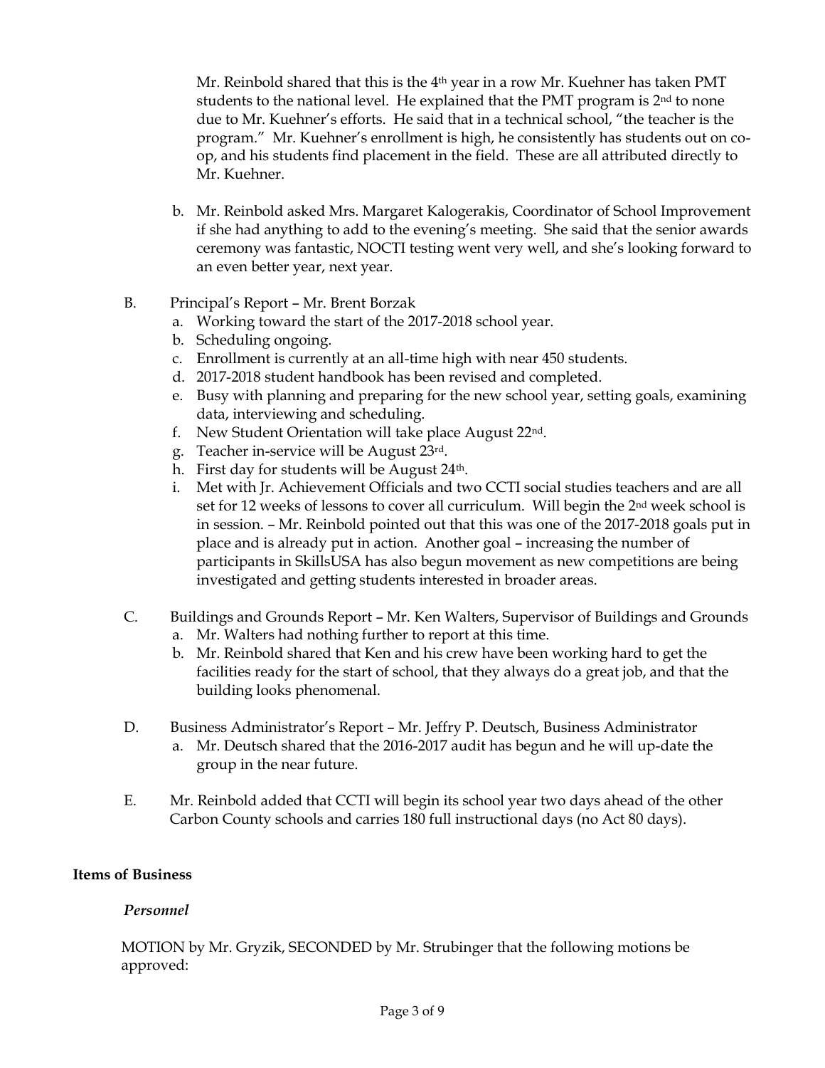Mr. Reinbold shared that this is the 4th year in a row Mr. Kuehner has taken PMT students to the national level. He explained that the PMT program is 2nd to none due to Mr. Kuehner's efforts. He said that in a technical school, "the teacher is the program." Mr. Kuehner's enrollment is high, he consistently has students out on co-op, and his students find placement in the field. These are all attributed directly to Mr. Kuehner.

b. Mr. Reinbold asked Mrs. Margaret Kalogerakis, Coordinator of School Improvement if she had anything to add to the evening's meeting. She said that the senior awards ceremony was fantastic, NOCTI testing went very well, and she's looking forward to an even better year, next year.

B. Principal's Report – Mr. Brent Borzak
   a. Working toward the start of the 2017-2018 school year.
   b. Scheduling ongoing.
   c. Enrollment is currently at an all-time high with near 450 students.
   d. 2017-2018 student handbook has been revised and completed.
   e. Busy with planning and preparing for the new school year, setting goals, examining data, interviewing and scheduling.
   f. New Student Orientation will take place August 22nd.
   g. Teacher in-service will be August 23rd.
   h. First day for students will be August 24th.
   i. Met with Jr. Achievement Officials and two CCTI social studies teachers and are all set for 12 weeks of lessons to cover all curriculum. Will begin the 2nd week school is in session. – Mr. Reinbold pointed out that this was one of the 2017-2018 goals put in place and is already put in action. Another goal – increasing the number of participants in SkillsUSA has also begun movement as new competitions are being investigated and getting students interested in broader areas.

C. Buildings and Grounds Report – Mr. Ken Walters, Supervisor of Buildings and Grounds
   a. Mr. Walters had nothing further to report at this time.
   b. Mr. Reinbold shared that Ken and his crew have been working hard to get the facilities ready for the start of school, that they always do a great job, and that the building looks phenomenal.

D. Business Administrator's Report – Mr. Jeffry P. Deutsch, Business Administrator
   a. Mr. Deutsch shared that the 2016-2017 audit has begun and he will up-date the group in the near future.

E. Mr. Reinbold added that CCTI will begin its school year two days ahead of the other Carbon County schools and carries 180 full instructional days (no Act 80 days).

**Items of Business**

***Personnel***

MOTION by Mr. Gryzik, SECONDED by Mr. Strubinger that the following motions be approved: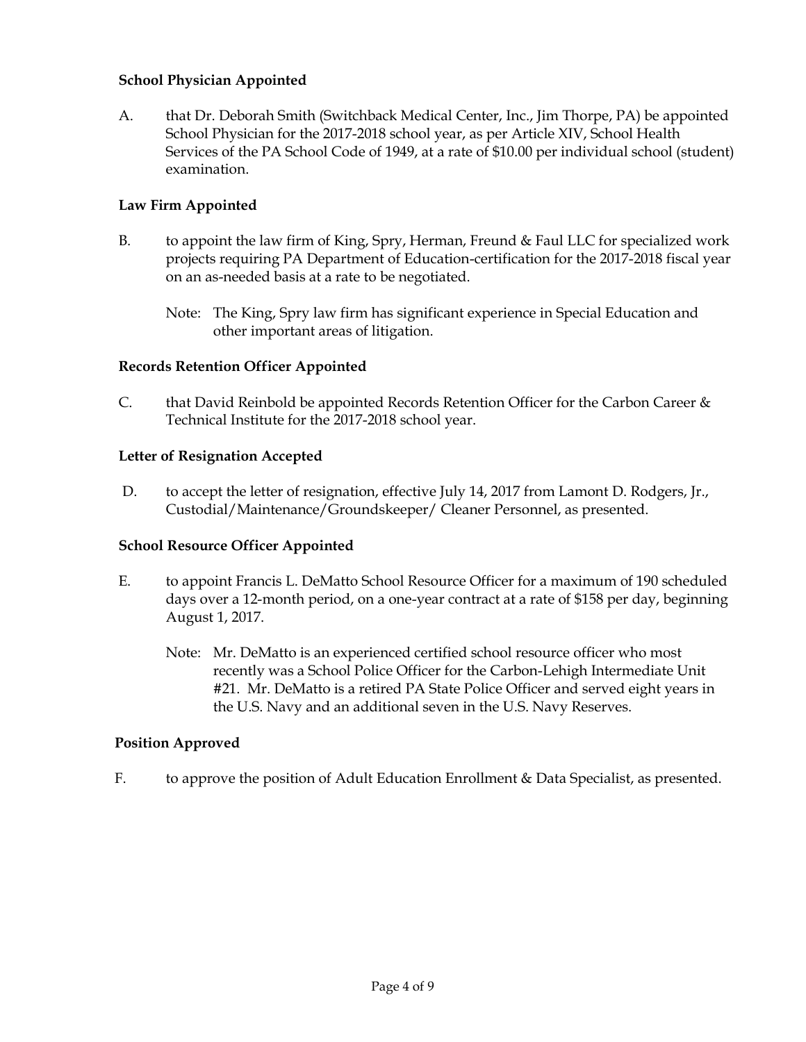**School Physician Appointed**

A. that Dr. Deborah Smith (Switchback Medical Center, Inc., Jim Thorpe, PA) be appointed School Physician for the 2017-2018 school year, as per Article XIV, School Health Services of the PA School Code of 1949, at a rate of $10.00 per individual school (student) examination.

**Law Firm Appointed**

B. to appoint the law firm of King, Spry, Herman, Freund & Faul LLC for specialized work projects requiring PA Department of Education-certification for the 2017-2018 fiscal year on an as-needed basis at a rate to be negotiated.

Note: The King, Spry law firm has significant experience in Special Education and other important areas of litigation.

**Records Retention Officer Appointed**

C. that David Reinbold be appointed Records Retention Officer for the Carbon Career & Technical Institute for the 2017-2018 school year.

**Letter of Resignation Accepted**

D. to accept the letter of resignation, effective July 14, 2017 from Lamont D. Rodgers, Jr., Custodial/Maintenance/Groundskeeper/ Cleaner Personnel, as presented.

**School Resource Officer Appointed**

E. to appoint Francis L. DeMatto School Resource Officer for a maximum of 190 scheduled days over a 12-month period, on a one-year contract at a rate of $158 per day, beginning August 1, 2017.

Note: Mr. DeMatto is an experienced certified school resource officer who most recently was a School Police Officer for the Carbon-Lehigh Intermediate Unit #21. Mr. DeMatto is a retired PA State Police Officer and served eight years in the U.S. Navy and an additional seven in the U.S. Navy Reserves.

**Position Approved**

F. to approve the position of Adult Education Enrollment & Data Specialist, as presented.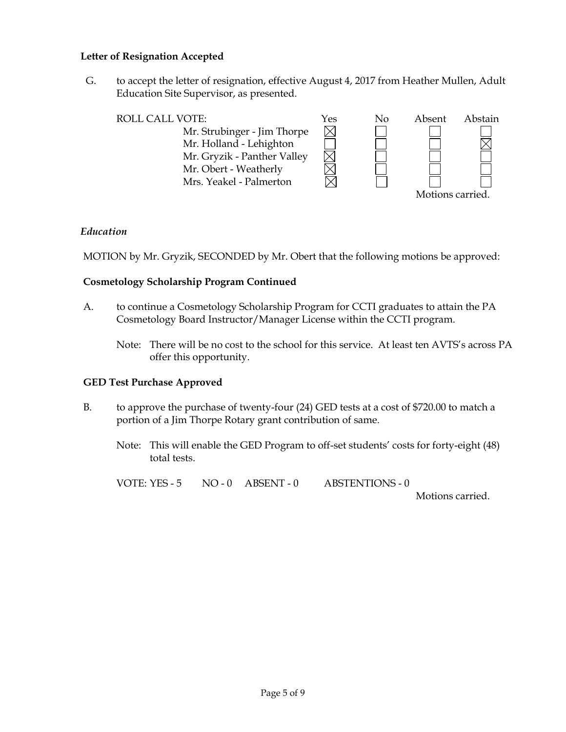**Letter of Resignation Accepted**

G. to accept the letter of resignation, effective August 4, 2017 from Heather Mullen, Adult Education Site Supervisor, as presented.

| ROLL CALL VOTE: | Yes | No | Absent | Abstain |
|---|---|---|---|---|
| Mr. Strubinger - Jim Thorpe | ☒ | ☐ | ☐ | ☐ |
| Mr. Holland - Lehighton | ☐ | ☐ | ☐ | ☒ |
| Mr. Gryzik - Panther Valley | ☒ | ☐ | ☐ | ☐ |
| Mr. Obert - Weatherly | ☒ | ☐ | ☐ | ☐ |
| Mrs. Yeakel - Palmerton | ☒ | ☐ | ☐ | ☐ |

Motions carried.

*Education*

MOTION by Mr. Gryzik, SECONDED by Mr. Obert that the following motions be approved:

**Cosmetology Scholarship Program Continued**

A. to continue a Cosmetology Scholarship Program for CCTI graduates to attain the PA Cosmetology Board Instructor/Manager License within the CCTI program.

Note: There will be no cost to the school for this service. At least ten AVTS's across PA offer this opportunity.

**GED Test Purchase Approved**

B. to approve the purchase of twenty-four (24) GED tests at a cost of $720.00 to match a portion of a Jim Thorpe Rotary grant contribution of same.

Note: This will enable the GED Program to off-set students' costs for forty-eight (48) total tests.

VOTE: YES - 5 NO - 0 ABSENT - 0 ABSTENTIONS - 0

Motions carried.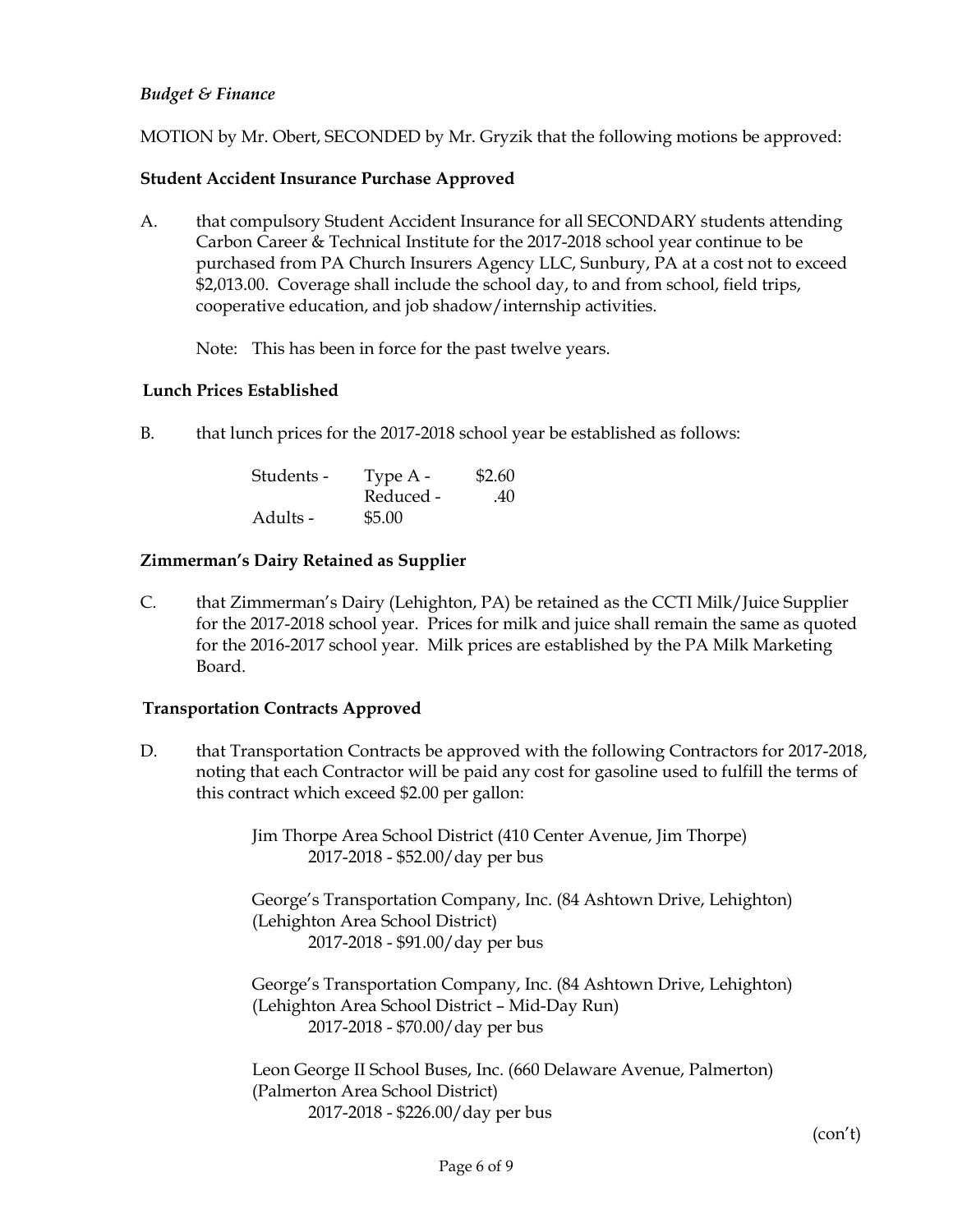*Budget & Finance*

MOTION by Mr. Obert, SECONDED by Mr. Gryzik that the following motions be approved:

**Student Accident Insurance Purchase Approved**

A. that compulsory Student Accident Insurance for all SECONDARY students attending Carbon Career & Technical Institute for the 2017-2018 school year continue to be purchased from PA Church Insurers Agency LLC, Sunbury, PA at a cost not to exceed $2,013.00. Coverage shall include the school day, to and from school, field trips, cooperative education, and job shadow/internship activities.

Note: This has been in force for the past twelve years.

**Lunch Prices Established**

B. that lunch prices for the 2017-2018 school year be established as follows:

| | | |
|---|---|---|
| Students - | Type A - | $2.60 |
| | Reduced - | .40 |
| Adults - | $5.00 | |

**Zimmerman's Dairy Retained as Supplier**

C. that Zimmerman's Dairy (Lehighton, PA) be retained as the CCTI Milk/Juice Supplier for the 2017-2018 school year. Prices for milk and juice shall remain the same as quoted for the 2016-2017 school year. Milk prices are established by the PA Milk Marketing Board.

**Transportation Contracts Approved**

D. that Transportation Contracts be approved with the following Contractors for 2017-2018, noting that each Contractor will be paid any cost for gasoline used to fulfill the terms of this contract which exceed $2.00 per gallon:

Jim Thorpe Area School District (410 Center Avenue, Jim Thorpe)
2017-2018 - $52.00/day per bus

George's Transportation Company, Inc. (84 Ashtown Drive, Lehighton)
(Lehighton Area School District)
2017-2018 - $91.00/day per bus

George's Transportation Company, Inc. (84 Ashtown Drive, Lehighton)
(Lehighton Area School District – Mid-Day Run)
2017-2018 - $70.00/day per bus

Leon George II School Buses, Inc. (660 Delaware Avenue, Palmerton)
(Palmerton Area School District)
2017-2018 - $226.00/day per bus

(con't)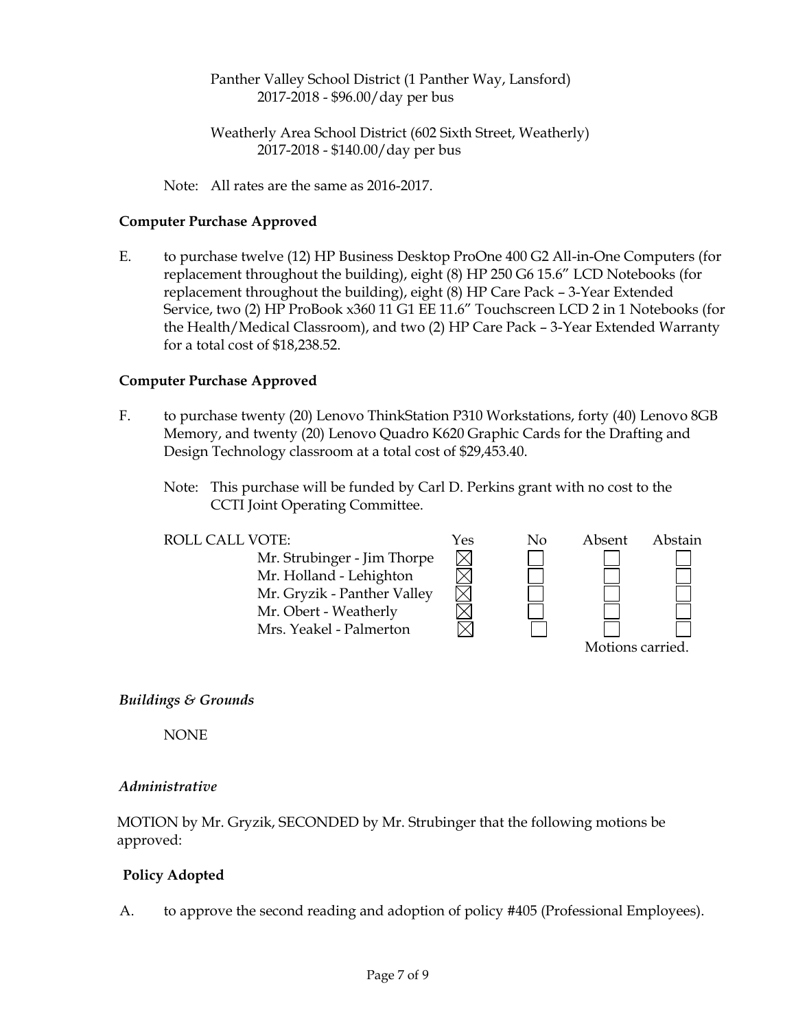Panther Valley School District (1 Panther Way, Lansford)
2017-2018 - $96.00/day per bus

Weatherly Area School District (602 Sixth Street, Weatherly)
2017-2018 - $140.00/day per bus

Note: All rates are the same as 2016-2017.

**Computer Purchase Approved**

E. to purchase twelve (12) HP Business Desktop ProOne 400 G2 All-in-One Computers (for replacement throughout the building), eight (8) HP 250 G6 15.6" LCD Notebooks (for replacement throughout the building), eight (8) HP Care Pack – 3-Year Extended Service, two (2) HP ProBook x360 11 G1 EE 11.6" Touchscreen LCD 2 in 1 Notebooks (for the Health/Medical Classroom), and two (2) HP Care Pack – 3-Year Extended Warranty for a total cost of $18,238.52.

**Computer Purchase Approved**

F. to purchase twenty (20) Lenovo ThinkStation P310 Workstations, forty (40) Lenovo 8GB Memory, and twenty (20) Lenovo Quadro K620 Graphic Cards for the Drafting and Design Technology classroom at a total cost of $29,453.40.

Note: This purchase will be funded by Carl D. Perkins grant with no cost to the CCTI Joint Operating Committee.

| ROLL CALL VOTE: | Yes | No | Absent | Abstain |
|---|---|---|---|---|
| Mr. Strubinger - Jim Thorpe | ☒ | ☐ | ☐ | ☐ |
| Mr. Holland - Lehighton | ☒ | ☐ | ☐ | ☐ |
| Mr. Gryzik - Panther Valley | ☒ | ☐ | ☐ | ☐ |
| Mr. Obert - Weatherly | ☒ | ☐ | ☐ | ☐ |
| Mrs. Yeakel - Palmerton | ☒ | ☐ | ☐ | ☐ |

Motions carried.

*Buildings & Grounds*

NONE

*Administrative*

MOTION by Mr. Gryzik, SECONDED by Mr. Strubinger that the following motions be approved:

**Policy Adopted**

A. to approve the second reading and adoption of policy #405 (Professional Employees).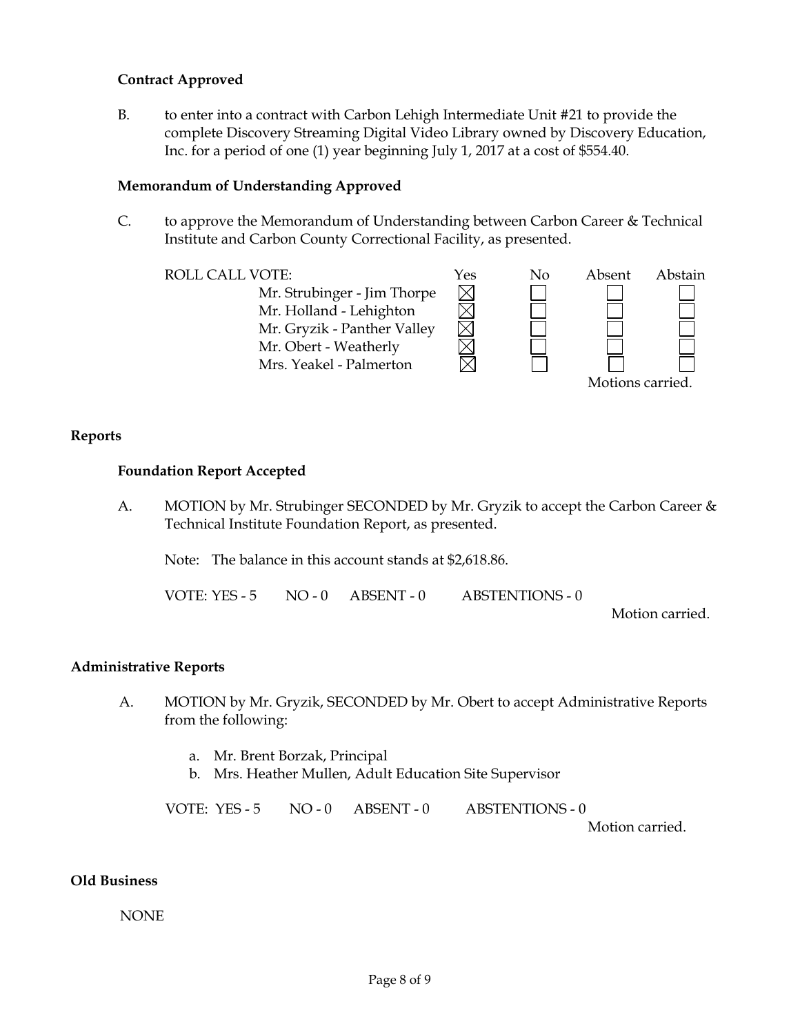**Contract Approved**

B. to enter into a contract with Carbon Lehigh Intermediate Unit #21 to provide the complete Discovery Streaming Digital Video Library owned by Discovery Education, Inc. for a period of one (1) year beginning July 1, 2017 at a cost of $554.40.

**Memorandum of Understanding Approved**

C. to approve the Memorandum of Understanding between Carbon Career & Technical Institute and Carbon County Correctional Facility, as presented.

| ROLL CALL VOTE: | Yes | No | Absent | Abstain |
|---|---|---|---|---|
| Mr. Strubinger - Jim Thorpe | ☒ | ☐ | ☐ | ☐ |
| Mr. Holland - Lehighton | ☒ | ☐ | ☐ | ☐ |
| Mr. Gryzik - Panther Valley | ☒ | ☐ | ☐ | ☐ |
| Mr. Obert - Weatherly | ☒ | ☐ | ☐ | ☐ |
| Mrs. Yeakel - Palmerton | ☒ | ☐ | ☐ | ☐ |

Motions carried.

## Reports

**Foundation Report Accepted**

A. MOTION by Mr. Strubinger SECONDED by Mr. Gryzik to accept the Carbon Career & Technical Institute Foundation Report, as presented.

Note: The balance in this account stands at $2,618.86.

VOTE: YES - 5 NO - 0 ABSENT - 0 ABSTENTIONS - 0

Motion carried.

## Administrative Reports

A. MOTION by Mr. Gryzik, SECONDED by Mr. Obert to accept Administrative Reports from the following:

a. Mr. Brent Borzak, Principal
b. Mrs. Heather Mullen, Adult Education Site Supervisor

VOTE: YES - 5 NO - 0 ABSENT - 0 ABSTENTIONS - 0

Motion carried.

## Old Business

NONE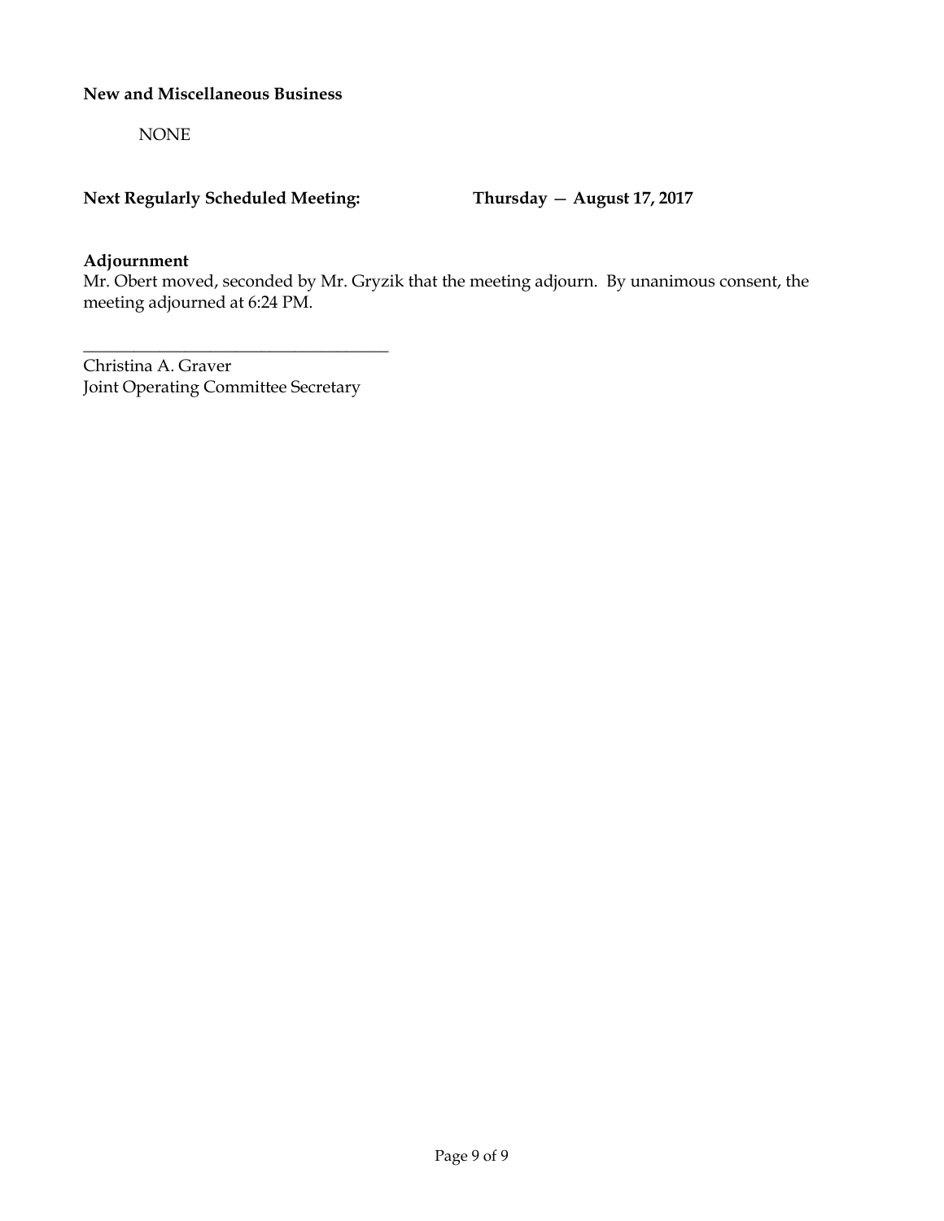**New and Miscellaneous Business**

NONE

**Next Regularly Scheduled Meeting:** **Thursday — August 17, 2017**

**Adjournment**

Mr. Obert moved, seconded by Mr. Gryzik that the meeting adjourn. By unanimous consent, the meeting adjourned at 6:24 PM.

_____________________________________

Christina A. Graver
Joint Operating Committee Secretary